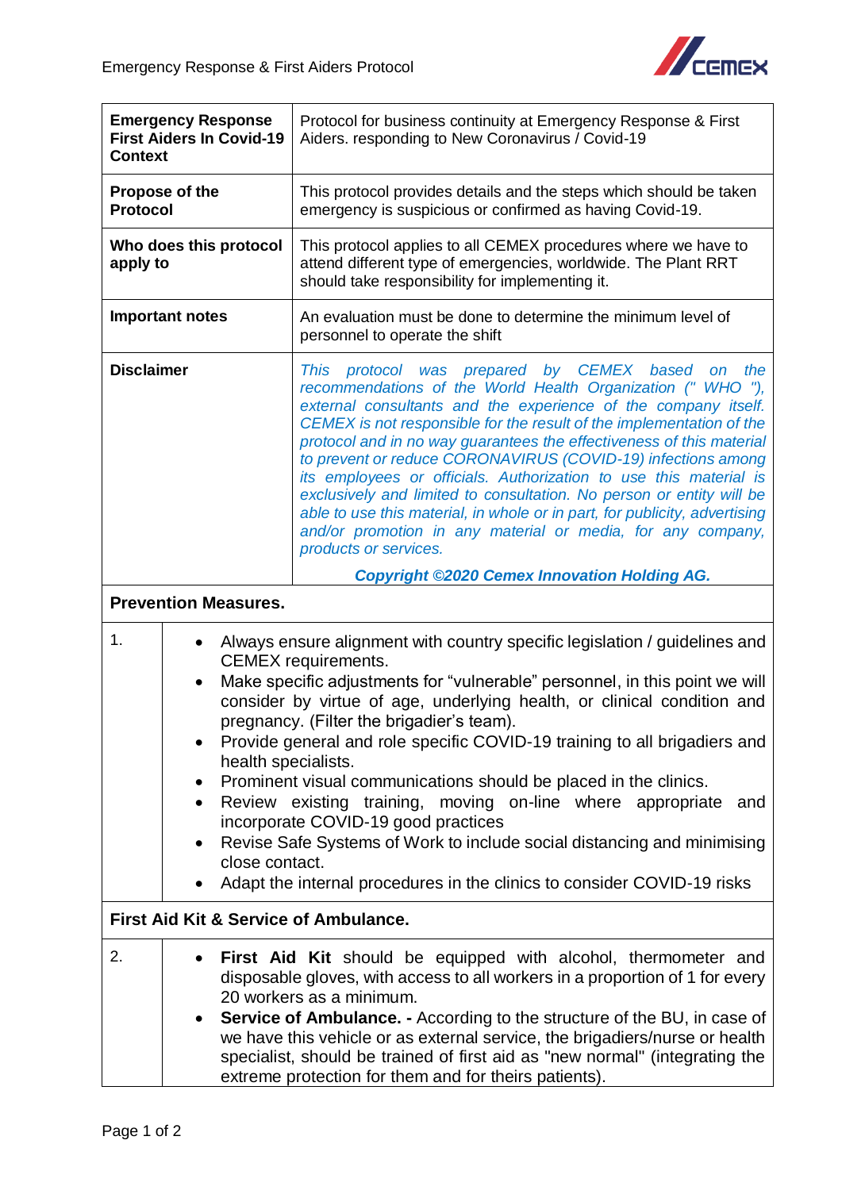| | |
|---|---|
| **Emergency Response First Aiders In Covid-19 Context** | Protocol for business continuity at Emergency Response & First Aiders. responding to New Coronavirus / Covid-19 |
| **Propose of the Protocol** | This protocol provides details and the steps which should be taken emergency is suspicious or confirmed as having Covid-19. |
| **Who does this protocol apply to** | This protocol applies to all CEMEX procedures where we have to attend different type of emergencies, worldwide. The Plant RRT should take responsibility for implementing it. |
| **Important notes** | An evaluation must be done to determine the minimum level of personnel to operate the shift |
| **Disclaimer** | *This protocol was prepared by CEMEX based on the recommendations of the World Health Organization (" WHO "), external consultants and the experience of the company itself. CEMEX is not responsible for the result of the implementation of the protocol and in no way guarantees the effectiveness of this material to prevent or reduce CORONAVIRUS (COVID-19) infections among its employees or officials. Authorization to use this material is exclusively and limited to consultation. No person or entity will be able to use this material, in whole or in part, for publicity, advertising and/or promotion in any material or media, for any company, products or services.* ***Copyright ©2020 Cemex Innovation Holding AG.*** |

**Prevention Measures.**

1.

- Always ensure alignment with country specific legislation / guidelines and CEMEX requirements.
- Make specific adjustments for "vulnerable" personnel, in this point we will consider by virtue of age, underlying health, or clinical condition and pregnancy. (Filter the brigadier's team).
- Provide general and role specific COVID-19 training to all brigadiers and health specialists.
- Prominent visual communications should be placed in the clinics.
- Review existing training, moving on-line where appropriate and incorporate COVID-19 good practices
- Revise Safe Systems of Work to include social distancing and minimising close contact.
- Adapt the internal procedures in the clinics to consider COVID-19 risks

**First Aid Kit & Service of Ambulance.**

2.

- **First Aid Kit** should be equipped with alcohol, thermometer and disposable gloves, with access to all workers in a proportion of 1 for every 20 workers as a minimum.
- **Service of Ambulance. -** According to the structure of the BU, in case of we have this vehicle or as external service, the brigadiers/nurse or health specialist, should be trained of first aid as "new normal" (integrating the extreme protection for them and for theirs patients).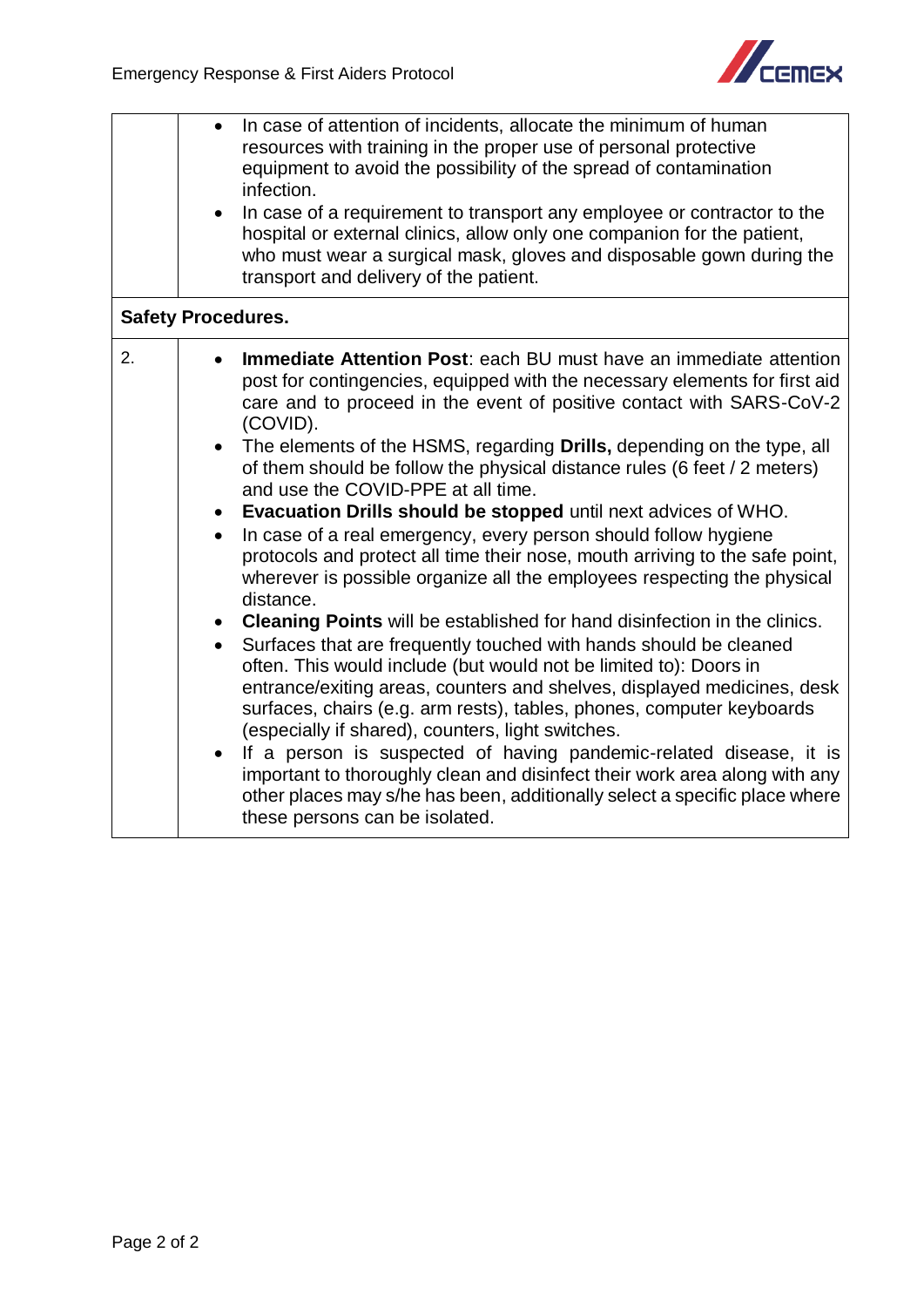| | |
|---|---|
| | • In case of attention of incidents, allocate the minimum of human resources with training in the proper use of personal protective equipment to avoid the possibility of the spread of contamination infection.<br>• In case of a requirement to transport any employee or contractor to the hospital or external clinics, allow only one companion for the patient, who must wear a surgical mask, gloves and disposable gown during the transport and delivery of the patient. |
| **Safety Procedures.** | |
| 2. | • **Immediate Attention Post**: each BU must have an immediate attention post for contingencies, equipped with the necessary elements for first aid care and to proceed in the event of positive contact with SARS-CoV-2 (COVID).<br>• The elements of the HSMS, regarding **Drills,** depending on the type, all of them should be follow the physical distance rules (6 feet / 2 meters) and use the COVID-PPE at all time.<br>• **Evacuation Drills should be stopped** until next advices of WHO.<br>• In case of a real emergency, every person should follow hygiene protocols and protect all time their nose, mouth arriving to the safe point, wherever is possible organize all the employees respecting the physical distance.<br>• **Cleaning Points** will be established for hand disinfection in the clinics.<br>• Surfaces that are frequently touched with hands should be cleaned often. This would include (but would not be limited to): Doors in entrance/exiting areas, counters and shelves, displayed medicines, desk surfaces, chairs (e.g. arm rests), tables, phones, computer keyboards (especially if shared), counters, light switches.<br>• If a person is suspected of having pandemic-related disease, it is important to thoroughly clean and disinfect their work area along with any other places may s/he has been, additionally select a specific place where these persons can be isolated. |